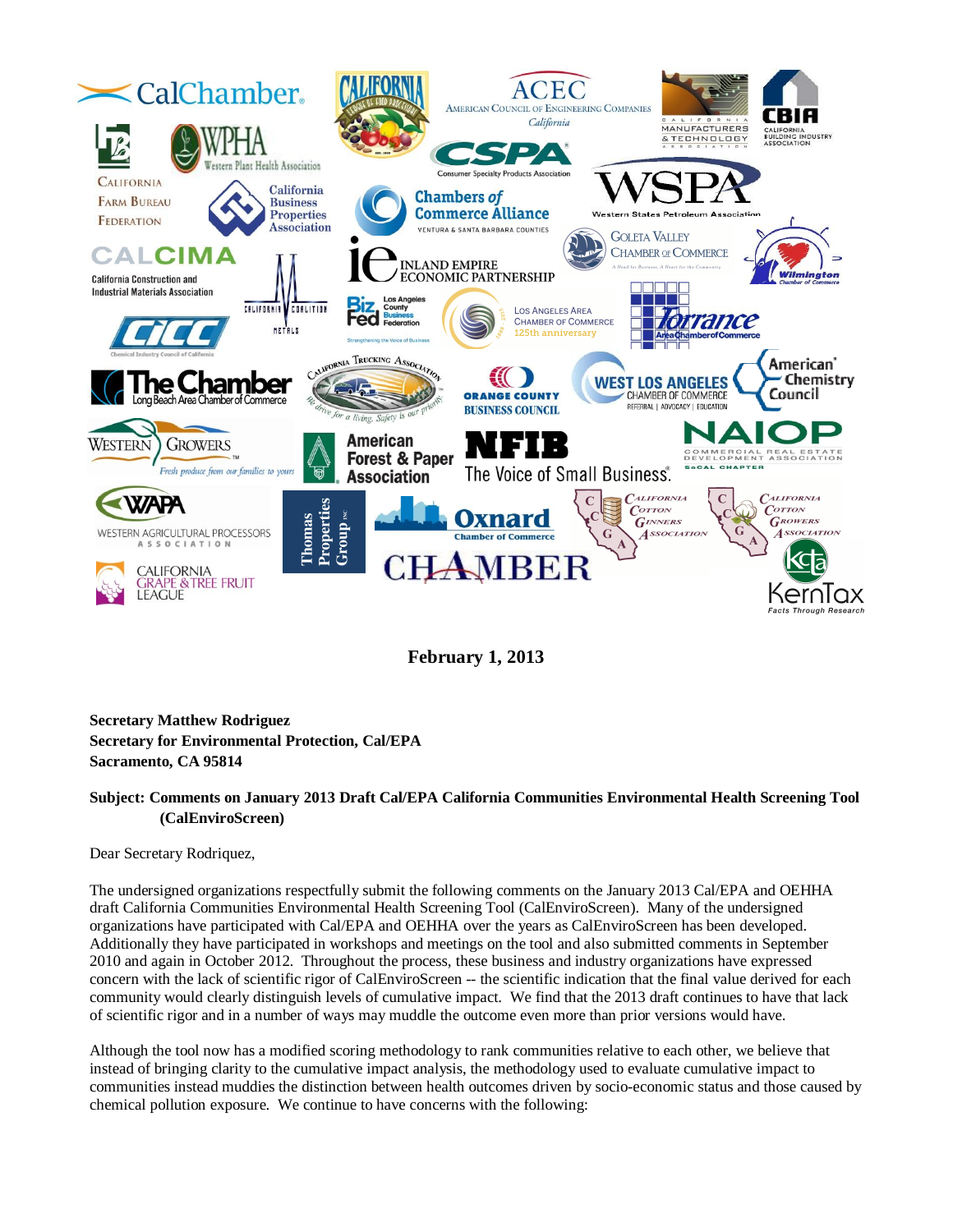**February 1, 2013**

**Secretary Matthew Rodriguez**
**Secretary for Environmental Protection, Cal/EPA**
**Sacramento, CA 95814**

**Subject: Comments on January 2013 Draft Cal/EPA California Communities Environmental Health Screening Tool (CalEnviroScreen)**

Dear Secretary Rodriquez,

The undersigned organizations respectfully submit the following comments on the January 2013 Cal/EPA and OEHHA draft California Communities Environmental Health Screening Tool (CalEnviroScreen). Many of the undersigned organizations have participated with Cal/EPA and OEHHA over the years as CalEnviroScreen has been developed. Additionally they have participated in workshops and meetings on the tool and also submitted comments in September 2010 and again in October 2012. Throughout the process, these business and industry organizations have expressed concern with the lack of scientific rigor of CalEnviroScreen -- the scientific indication that the final value derived for each community would clearly distinguish levels of cumulative impact. We find that the 2013 draft continues to have that lack of scientific rigor and in a number of ways may muddle the outcome even more than prior versions would have.

Although the tool now has a modified scoring methodology to rank communities relative to each other, we believe that instead of bringing clarity to the cumulative impact analysis, the methodology used to evaluate cumulative impact to communities instead muddies the distinction between health outcomes driven by socio-economic status and those caused by chemical pollution exposure. We continue to have concerns with the following: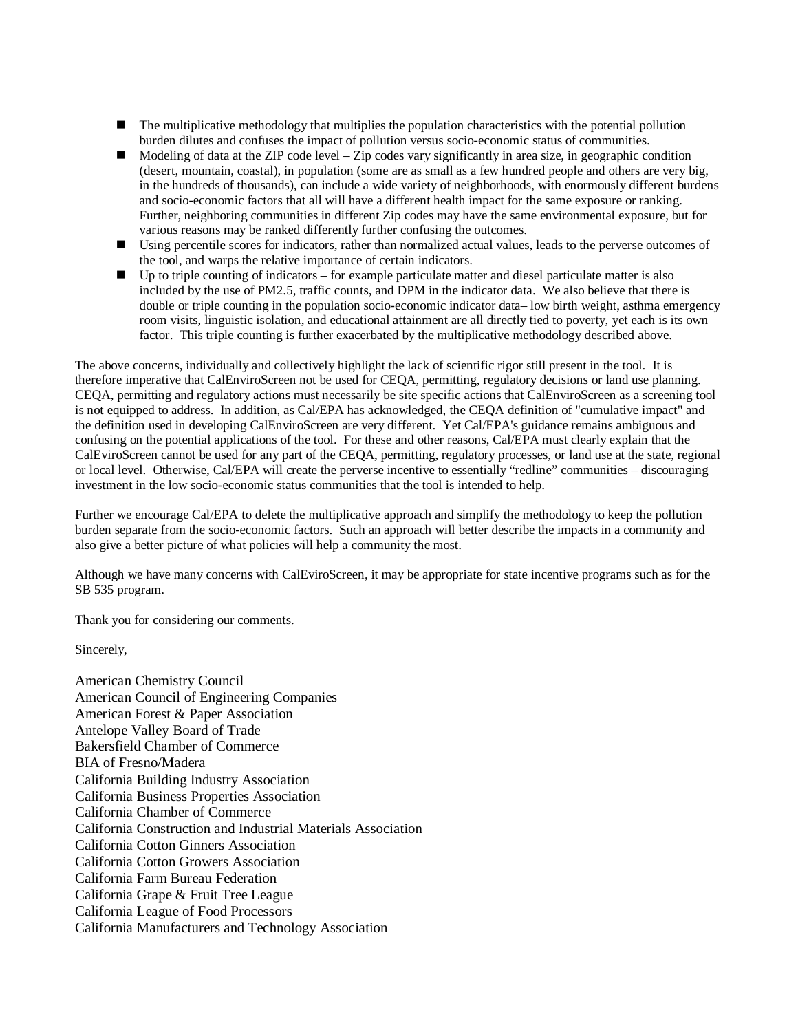- The multiplicative methodology that multiplies the population characteristics with the potential pollution burden dilutes and confuses the impact of pollution versus socio-economic status of communities.
- Modeling of data at the ZIP code level – Zip codes vary significantly in area size, in geographic condition (desert, mountain, coastal), in population (some are as small as a few hundred people and others are very big, in the hundreds of thousands), can include a wide variety of neighborhoods, with enormously different burdens and socio-economic factors that all will have a different health impact for the same exposure or ranking. Further, neighboring communities in different Zip codes may have the same environmental exposure, but for various reasons may be ranked differently further confusing the outcomes.
- Using percentile scores for indicators, rather than normalized actual values, leads to the perverse outcomes of the tool, and warps the relative importance of certain indicators.
- Up to triple counting of indicators – for example particulate matter and diesel particulate matter is also included by the use of PM2.5, traffic counts, and DPM in the indicator data. We also believe that there is double or triple counting in the population socio-economic indicator data– low birth weight, asthma emergency room visits, linguistic isolation, and educational attainment are all directly tied to poverty, yet each is its own factor. This triple counting is further exacerbated by the multiplicative methodology described above.

The above concerns, individually and collectively highlight the lack of scientific rigor still present in the tool. It is therefore imperative that CalEnviroScreen not be used for CEQA, permitting, regulatory decisions or land use planning. CEQA, permitting and regulatory actions must necessarily be site specific actions that CalEnviroScreen as a screening tool is not equipped to address. In addition, as Cal/EPA has acknowledged, the CEQA definition of "cumulative impact" and the definition used in developing CalEnviroScreen are very different. Yet Cal/EPA's guidance remains ambiguous and confusing on the potential applications of the tool. For these and other reasons, Cal/EPA must clearly explain that the CalEviroScreen cannot be used for any part of the CEQA, permitting, regulatory processes, or land use at the state, regional or local level. Otherwise, Cal/EPA will create the perverse incentive to essentially "redline" communities – discouraging investment in the low socio-economic status communities that the tool is intended to help.

Further we encourage Cal/EPA to delete the multiplicative approach and simplify the methodology to keep the pollution burden separate from the socio-economic factors. Such an approach will better describe the impacts in a community and also give a better picture of what policies will help a community the most.

Although we have many concerns with CalEviroScreen, it may be appropriate for state incentive programs such as for the SB 535 program.

Thank you for considering our comments.

Sincerely,

American Chemistry Council
American Council of Engineering Companies
American Forest & Paper Association
Antelope Valley Board of Trade
Bakersfield Chamber of Commerce
BIA of Fresno/Madera
California Building Industry Association
California Business Properties Association
California Chamber of Commerce
California Construction and Industrial Materials Association
California Cotton Ginners Association
California Cotton Growers Association
California Farm Bureau Federation
California Grape & Fruit Tree League
California League of Food Processors
California Manufacturers and Technology Association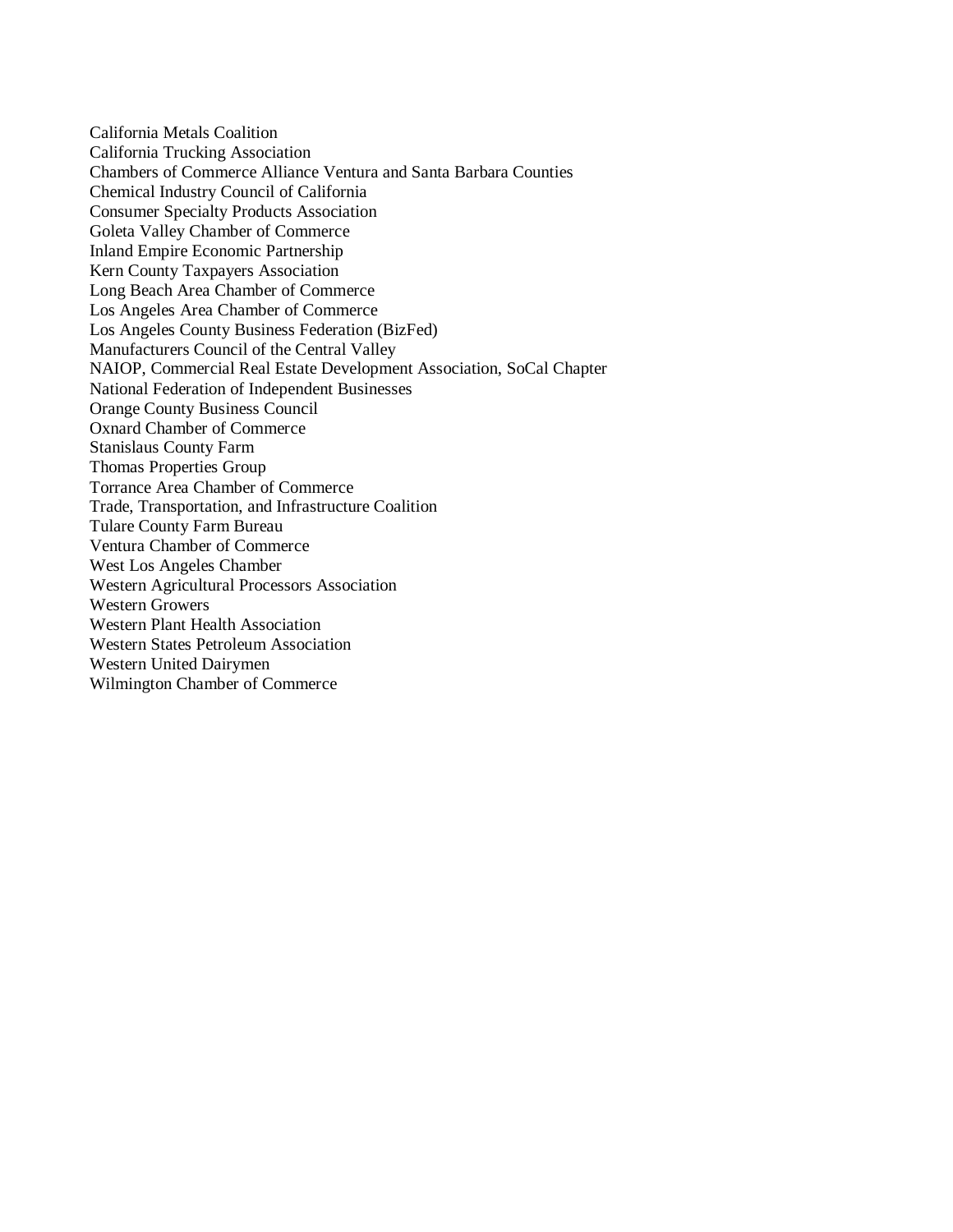California Metals Coalition
California Trucking Association
Chambers of Commerce Alliance Ventura and Santa Barbara Counties
Chemical Industry Council of California
Consumer Specialty Products Association
Goleta Valley Chamber of Commerce
Inland Empire Economic Partnership
Kern County Taxpayers Association
Long Beach Area Chamber of Commerce
Los Angeles Area Chamber of Commerce
Los Angeles County Business Federation (BizFed)
Manufacturers Council of the Central Valley
NAIOP, Commercial Real Estate Development Association, SoCal Chapter
National Federation of Independent Businesses
Orange County Business Council
Oxnard Chamber of Commerce
Stanislaus County Farm
Thomas Properties Group
Torrance Area Chamber of Commerce
Trade, Transportation, and Infrastructure Coalition
Tulare County Farm Bureau
Ventura Chamber of Commerce
West Los Angeles Chamber
Western Agricultural Processors Association
Western Growers
Western Plant Health Association
Western States Petroleum Association
Western United Dairymen
Wilmington Chamber of Commerce